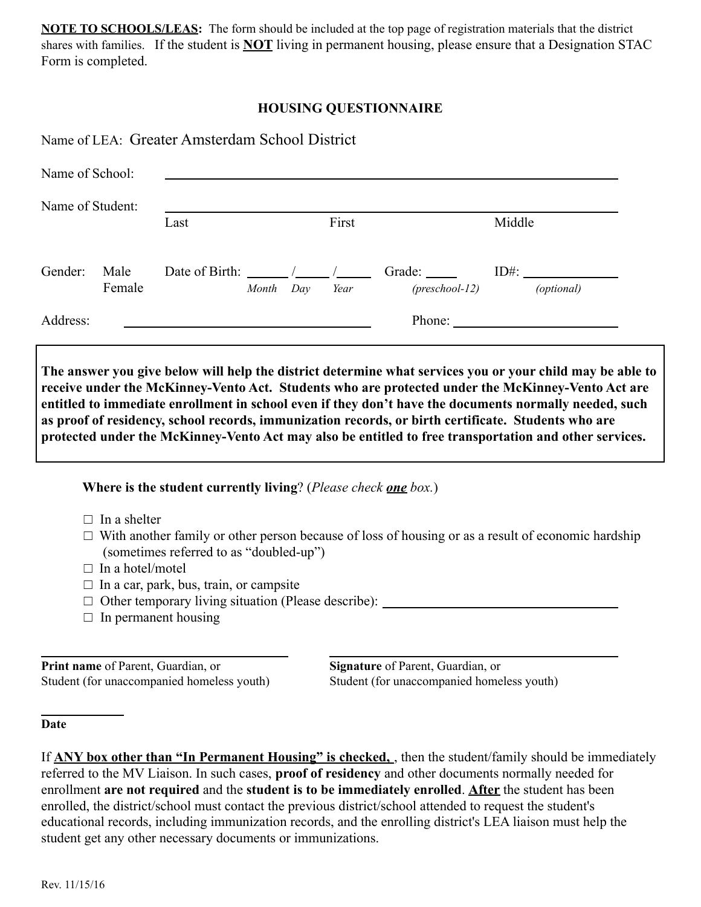**NOTE TO SCHOOLS/LEAS:** The form should be included at the top page of registration materials that the district shares with families. If the student is **NOT** living in permanent housing, please ensure that a Designation STAC Form is completed.

## HOUSING QUESTIONNAIRE

Name of LEA: Greater Amsterdam School District

Name of School: ______________________________________________

Name of Student: ______________________________________________
Last First Middle

Gender: Male Female Date of Birth: ______ / _____ / _____ (*Month Day Year*) Grade: _____ (*preschool-12*) ID#: __________ (*optional*)

Address: ______________________________ Phone: ____________________

**The answer you give below will help the district determine what services you or your child may be able to receive under the McKinney-Vento Act. Students who are protected under the McKinney-Vento Act are entitled to immediate enrollment in school even if they don't have the documents normally needed, such as proof of residency, school records, immunization records, or birth certificate. Students who are protected under the McKinney-Vento Act may also be entitled to free transportation and other services.**

**Where is the student currently living**? (*Please check* ***one*** *box.*)

- ☐ In a shelter
- ☐ With another family or other person because of loss of housing or as a result of economic hardship (sometimes referred to as "doubled-up")
- ☐ In a hotel/motel
- ☐ In a car, park, bus, train, or campsite
- ☐ Other temporary living situation (Please describe): ______________________
- ☐ In permanent housing

______________________________
**Print name** of Parent, Guardian, or Student (for unaccompanied homeless youth)

______________________________
**Signature** of Parent, Guardian, or Student (for unaccompanied homeless youth)

__________
**Date**

If **ANY box other than "In Permanent Housing" is checked,** , then the student/family should be immediately referred to the MV Liaison. In such cases, **proof of residency** and other documents normally needed for enrollment **are not required** and the **student is to be immediately enrolled**. **After** the student has been enrolled, the district/school must contact the previous district/school attended to request the student's educational records, including immunization records, and the enrolling district's LEA liaison must help the student get any other necessary documents or immunizations.

Rev. 11/15/16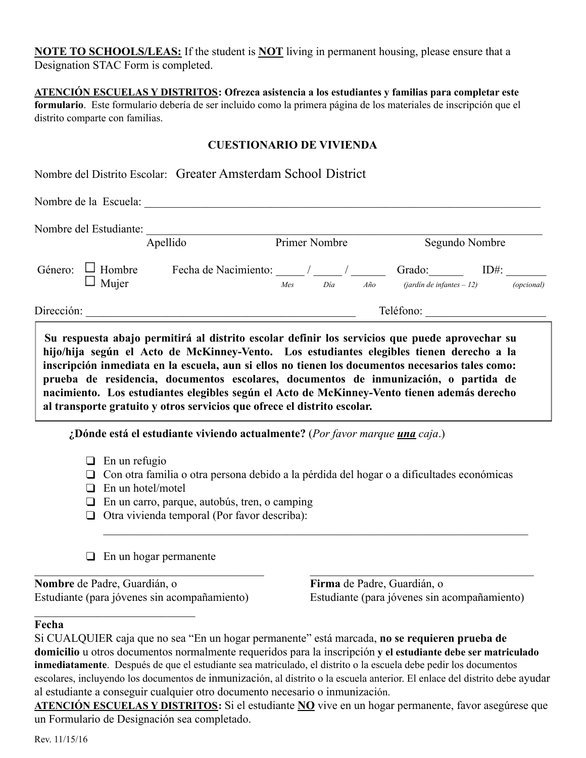**NOTE TO SCHOOLS/LEAS:** If the student is **NOT** living in permanent housing, please ensure that a Designation STAC Form is completed.

**ATENCIÓN ESCUELAS Y DISTRITOS: Ofrezca asistencia a los estudiantes y familias para completar este formulario**. Este formulario debería de ser incluido como la primera página de los materiales de inscripción que el distrito comparte con familias.

**CUESTIONARIO DE VIVIENDA**

Nombre del Distrito Escolar: Greater Amsterdam School District

Nombre de la Escuela: ___________________________________________

Nombre del Estudiante: ___________________________________________
Apellido Primer Nombre Segundo Nombre

Género: ☐ Hombre ☐ Mujer Fecha de Nacimiento: _____ / _____ / ______ (*Mes* / *Día* / *Año*) Grado:______ (*jardín de infantes – 12*) ID#: _______ (*opcional*)

Dirección: ___________________________________________ Teléfono: ____________________

> **Su respuesta abajo permitirá al distrito escolar definir los servicios que puede aprovechar su hijo/hija según el Acto de McKinney-Vento. Los estudiantes elegibles tienen derecho a la inscripción inmediata en la escuela, aun si ellos no tienen los documentos necesarios tales como: prueba de residencia, documentos escolares, documentos de inmunización, o partida de nacimiento. Los estudiantes elegibles según el Acto de McKinney-Vento tienen además derecho al transporte gratuito y otros servicios que ofrece el distrito escolar.**

**¿Dónde está el estudiante viviendo actualmente?** (*Por favor marque **una** caja*.)

- ☐ En un refugio
- ☐ Con otra familia o otra persona debido a la pérdida del hogar o a dificultades económicas
- ☐ En un hotel/motel
- ☐ En un carro, parque, autobús, tren, o camping
- ☐ Otra vivienda temporal (Por favor describa):
  ___________________________________________
- ☐ En un hogar permanente

___________________________________________
**Nombre** de Padre, Guardián, o Estudiante (para jóvenes sin acompañamiento)

___________________________________________
**Firma** de Padre, Guardián, o Estudiante (para jóvenes sin acompañamiento)

_____________________________
**Fecha**

Si CUALQUIER caja que no sea "En un hogar permanente" está marcada, **no se requieren prueba de domicilio** u otros documentos normalmente requeridos para la inscripción **y el estudiante debe ser matriculado inmediatamente**. Después de que el estudiante sea matriculado, el distrito o la escuela debe pedir los documentos escolares, incluyendo los documentos de inmunización, al distrito o la escuela anterior. El enlace del distrito debe ayudar al estudiante a conseguir cualquier otro documento necesario o inmunización.

**ATENCIÓN ESCUELAS Y DISTRITOS:** Si el estudiante **NO** vive en un hogar permanente, favor asegúrese que un Formulario de Designación sea completado.

Rev. 11/15/16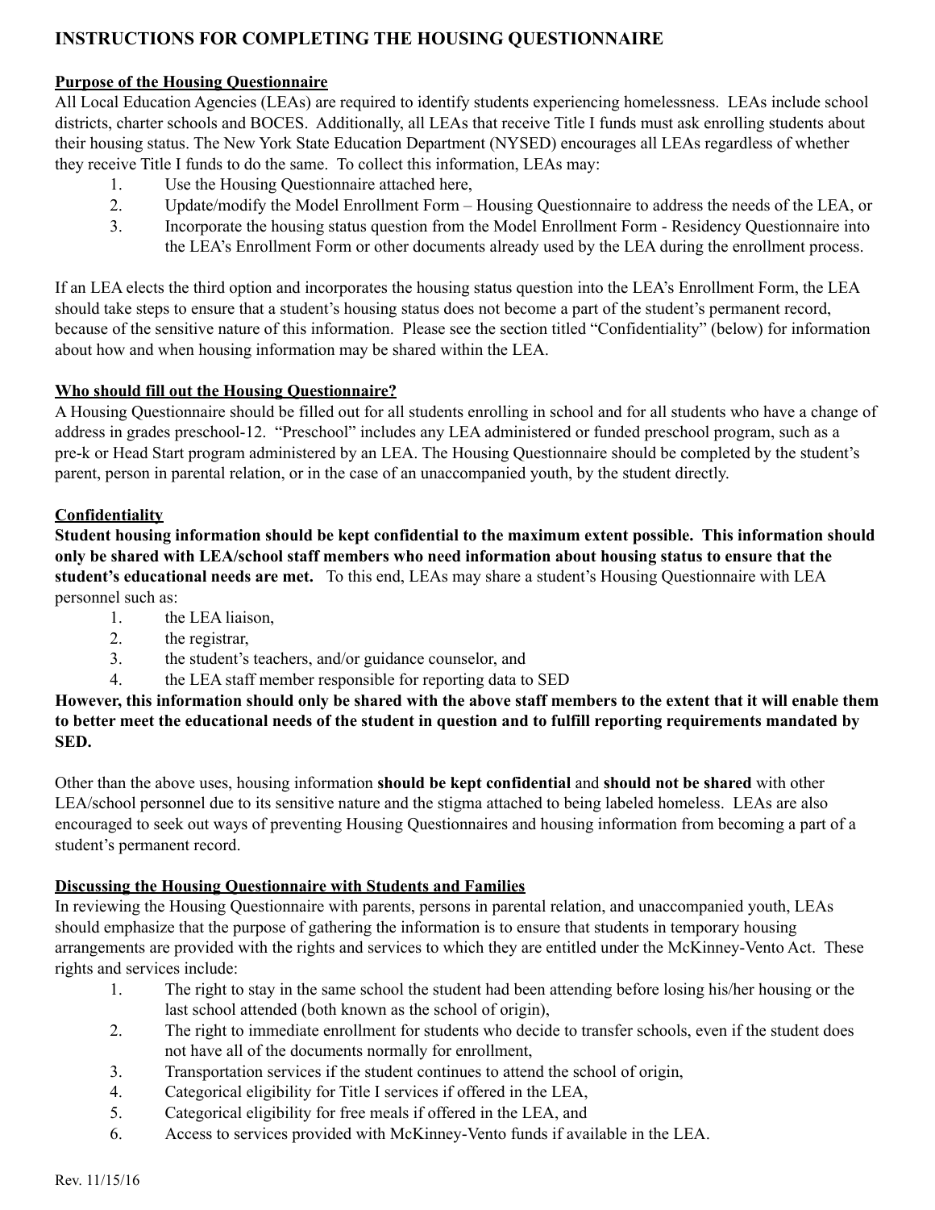## INSTRUCTIONS FOR COMPLETING THE HOUSING QUESTIONNAIRE

### Purpose of the Housing Questionnaire

All Local Education Agencies (LEAs) are required to identify students experiencing homelessness. LEAs include school districts, charter schools and BOCES. Additionally, all LEAs that receive Title I funds must ask enrolling students about their housing status. The New York State Education Department (NYSED) encourages all LEAs regardless of whether they receive Title I funds to do the same. To collect this information, LEAs may:

1. Use the Housing Questionnaire attached here,
2. Update/modify the Model Enrollment Form – Housing Questionnaire to address the needs of the LEA, or
3. Incorporate the housing status question from the Model Enrollment Form - Residency Questionnaire into the LEA's Enrollment Form or other documents already used by the LEA during the enrollment process.

If an LEA elects the third option and incorporates the housing status question into the LEA's Enrollment Form, the LEA should take steps to ensure that a student's housing status does not become a part of the student's permanent record, because of the sensitive nature of this information. Please see the section titled "Confidentiality" (below) for information about how and when housing information may be shared within the LEA.

### Who should fill out the Housing Questionnaire?

A Housing Questionnaire should be filled out for all students enrolling in school and for all students who have a change of address in grades preschool-12. "Preschool" includes any LEA administered or funded preschool program, such as a pre-k or Head Start program administered by an LEA. The Housing Questionnaire should be completed by the student's parent, person in parental relation, or in the case of an unaccompanied youth, by the student directly.

### Confidentiality

**Student housing information should be kept confidential to the maximum extent possible. This information should only be shared with LEA/school staff members who need information about housing status to ensure that the student's educational needs are met.** To this end, LEAs may share a student's Housing Questionnaire with LEA personnel such as:

1. the LEA liaison,
2. the registrar,
3. the student's teachers, and/or guidance counselor, and
4. the LEA staff member responsible for reporting data to SED

**However, this information should only be shared with the above staff members to the extent that it will enable them to better meet the educational needs of the student in question and to fulfill reporting requirements mandated by SED.**

Other than the above uses, housing information **should be kept confidential** and **should not be shared** with other LEA/school personnel due to its sensitive nature and the stigma attached to being labeled homeless. LEAs are also encouraged to seek out ways of preventing Housing Questionnaires and housing information from becoming a part of a student's permanent record.

### Discussing the Housing Questionnaire with Students and Families

In reviewing the Housing Questionnaire with parents, persons in parental relation, and unaccompanied youth, LEAs should emphasize that the purpose of gathering the information is to ensure that students in temporary housing arrangements are provided with the rights and services to which they are entitled under the McKinney-Vento Act. These rights and services include:

1. The right to stay in the same school the student had been attending before losing his/her housing or the last school attended (both known as the school of origin),
2. The right to immediate enrollment for students who decide to transfer schools, even if the student does not have all of the documents normally for enrollment,
3. Transportation services if the student continues to attend the school of origin,
4. Categorical eligibility for Title I services if offered in the LEA,
5. Categorical eligibility for free meals if offered in the LEA, and
6. Access to services provided with McKinney-Vento funds if available in the LEA.

Rev. 11/15/16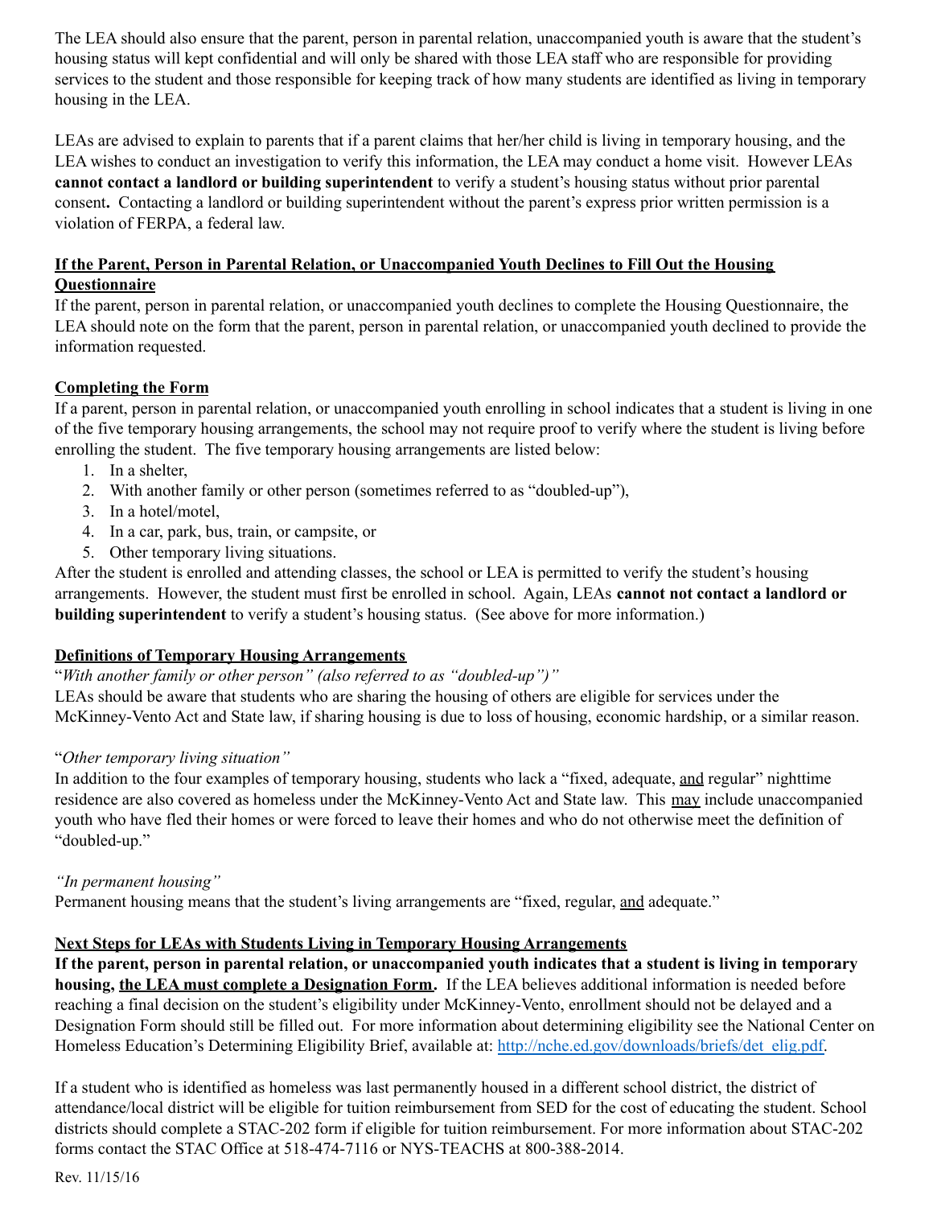The LEA should also ensure that the parent, person in parental relation, unaccompanied youth is aware that the student's housing status will kept confidential and will only be shared with those LEA staff who are responsible for providing services to the student and those responsible for keeping track of how many students are identified as living in temporary housing in the LEA.

LEAs are advised to explain to parents that if a parent claims that her/her child is living in temporary housing, and the LEA wishes to conduct an investigation to verify this information, the LEA may conduct a home visit. However LEAs **cannot contact a landlord or building superintendent** to verify a student's housing status without prior parental consent**.** Contacting a landlord or building superintendent without the parent's express prior written permission is a violation of FERPA, a federal law.

**<u>If the Parent, Person in Parental Relation, or Unaccompanied Youth Declines to Fill Out the Housing Questionnaire</u>**

If the parent, person in parental relation, or unaccompanied youth declines to complete the Housing Questionnaire, the LEA should note on the form that the parent, person in parental relation, or unaccompanied youth declined to provide the information requested.

**<u>Completing the Form</u>**

If a parent, person in parental relation, or unaccompanied youth enrolling in school indicates that a student is living in one of the five temporary housing arrangements, the school may not require proof to verify where the student is living before enrolling the student. The five temporary housing arrangements are listed below:

1. In a shelter,
2. With another family or other person (sometimes referred to as "doubled-up"),
3. In a hotel/motel,
4. In a car, park, bus, train, or campsite, or
5. Other temporary living situations.

After the student is enrolled and attending classes, the school or LEA is permitted to verify the student's housing arrangements. However, the student must first be enrolled in school. Again, LEAs **cannot not contact a landlord or building superintendent** to verify a student's housing status. (See above for more information.)

**<u>Definitions of Temporary Housing Arrangements</u>**

"*With another family or other person" (also referred to as "doubled-up")"*

LEAs should be aware that students who are sharing the housing of others are eligible for services under the McKinney-Vento Act and State law, if sharing housing is due to loss of housing, economic hardship, or a similar reason.

"*Other temporary living situation"*

In addition to the four examples of temporary housing, students who lack a "fixed, adequate, <u>and</u> regular" nighttime residence are also covered as homeless under the McKinney-Vento Act and State law. This <u>may</u> include unaccompanied youth who have fled their homes or were forced to leave their homes and who do not otherwise meet the definition of "doubled-up."

*"In permanent housing"*

Permanent housing means that the student's living arrangements are "fixed, regular, <u>and</u> adequate."

**<u>Next Steps for LEAs with Students Living in Temporary Housing Arrangements</u>**

**If the parent, person in parental relation, or unaccompanied youth indicates that a student is living in temporary housing, <u>the LEA must complete a Designation Form</u>.** If the LEA believes additional information is needed before reaching a final decision on the student's eligibility under McKinney-Vento, enrollment should not be delayed and a Designation Form should still be filled out. For more information about determining eligibility see the National Center on Homeless Education's Determining Eligibility Brief, available at: http://nche.ed.gov/downloads/briefs/det_elig.pdf.

If a student who is identified as homeless was last permanently housed in a different school district, the district of attendance/local district will be eligible for tuition reimbursement from SED for the cost of educating the student. School districts should complete a STAC-202 form if eligible for tuition reimbursement. For more information about STAC-202 forms contact the STAC Office at 518-474-7116 or NYS-TEACHS at 800-388-2014.

Rev. 11/15/16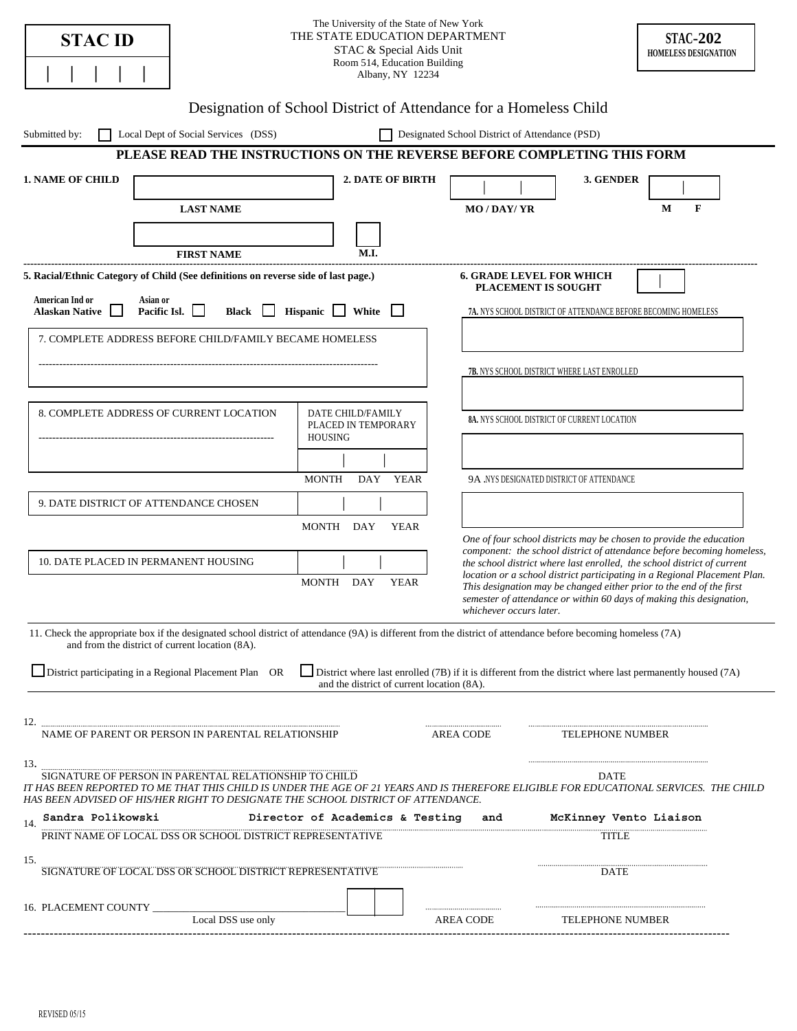**STAC ID**

| | | | | |

The University of the State of New York
THE STATE EDUCATION DEPARTMENT
STAC & Special Aids Unit
Room 514, Education Building
Albany, NY 12234

**STAC-202**
**HOMELESS DESIGNATION**

# Designation of School District of Attendance for a Homeless Child

Submitted by: ☐ Local Dept of Social Services (DSS) ☐ Designated School District of Attendance (PSD)

**PLEASE READ THE INSTRUCTIONS ON THE REVERSE BEFORE COMPLETING THIS FORM**

**1. NAME OF CHILD** ____________ **LAST NAME**

____________ **FIRST NAME** ____ **M.I.**

**2. DATE OF BIRTH** ____ | ____ | ____ **MO / DAY/ YR**

**3. GENDER** ____ | ____ **M F**

**5. Racial/Ethnic Category of Child (See definitions on reverse side of last page.)**

**American Ind or Alaskan Native** ☐ **Asian or Pacific Isl.** ☐ **Black** ☐ **Hispanic** ☐ **White** ☐

**6. GRADE LEVEL FOR WHICH PLACEMENT IS SOUGHT** ____ | ____

7. COMPLETE ADDRESS BEFORE CHILD/FAMILY BECAME HOMELESS

**7A.** NYS SCHOOL DISTRICT OF ATTENDANCE BEFORE BECOMING HOMELESS

**7B.** NYS SCHOOL DISTRICT WHERE LAST ENROLLED

8. COMPLETE ADDRESS OF CURRENT LOCATION

DATE CHILD/FAMILY PLACED IN TEMPORARY HOUSING ____ | ____ | ____ MONTH DAY YEAR

**8A.** NYS SCHOOL DISTRICT OF CURRENT LOCATION

9A .NYS DESIGNATED DISTRICT OF ATTENDANCE

9. DATE DISTRICT OF ATTENDANCE CHOSEN ____ | ____ | ____ MONTH DAY YEAR

10. DATE PLACED IN PERMANENT HOUSING ____ | ____ | ____ MONTH DAY YEAR

*One of four school districts may be chosen to provide the education component: the school district of attendance before becoming homeless, the school district where last enrolled, the school district of current location or a school district participating in a Regional Placement Plan. This designation may be changed either prior to the end of the first semester of attendance or within 60 days of making this designation, whichever occurs later.*

11. Check the appropriate box if the designated school district of attendance (9A) is different from the district of attendance before becoming homeless (7A) and from the district of current location (8A).

☐ District participating in a Regional Placement Plan OR ☐ District where last enrolled (7B) if it is different from the district where last permanently housed (7A) and the district of current location (8A).

12. ____________ NAME OF PARENT OR PERSON IN PARENTAL RELATIONSHIP ______ AREA CODE ______ TELEPHONE NUMBER

13. ____________ SIGNATURE OF PERSON IN PARENTAL RELATIONSHIP TO CHILD ______ DATE

*IT HAS BEEN REPORTED TO ME THAT THIS CHILD IS UNDER THE AGE OF 21 YEARS AND IS THEREFORE ELIGIBLE FOR EDUCATIONAL SERVICES. THE CHILD HAS BEEN ADVISED OF HIS/HER RIGHT TO DESIGNATE THE SCHOOL DISTRICT OF ATTENDANCE.*

14. Sandra Polikowski — PRINT NAME OF LOCAL DSS OR SCHOOL DISTRICT REPRESENTATIVE
Director of Academics & Testing and McKinney Vento Liaison — TITLE

15. ____________ SIGNATURE OF LOCAL DSS OR SCHOOL DISTRICT REPRESENTATIVE ______ DATE

16. PLACEMENT COUNTY ____________ Local DSS use only ____ | ____ ______ AREA CODE ______ TELEPHONE NUMBER

REVISED 05/15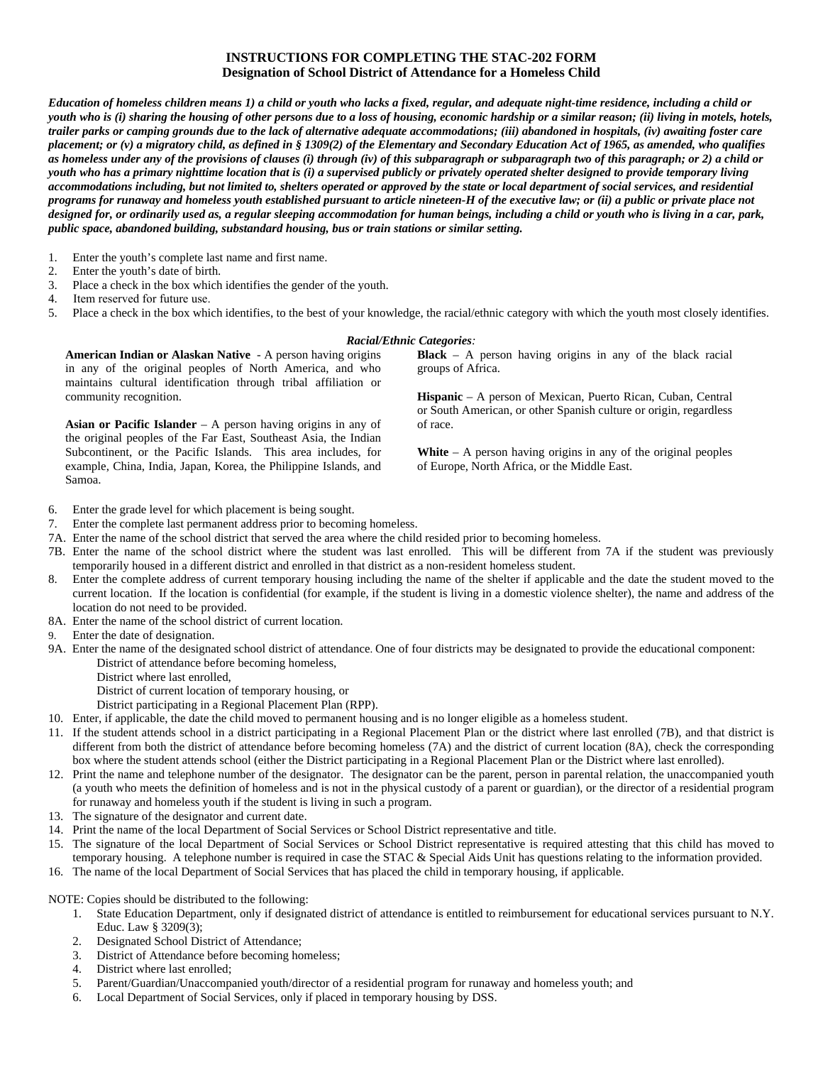# INSTRUCTIONS FOR COMPLETING THE STAC-202 FORM
## Designation of School District of Attendance for a Homeless Child

***Education of homeless children means 1) a child or youth who lacks a fixed, regular, and adequate night-time residence, including a child or youth who is (i) sharing the housing of other persons due to a loss of housing, economic hardship or a similar reason; (ii) living in motels, hotels, trailer parks or camping grounds due to the lack of alternative adequate accommodations; (iii) abandoned in hospitals, (iv) awaiting foster care placement; or (v) a migratory child, as defined in § 1309(2) of the Elementary and Secondary Education Act of 1965, as amended, who qualifies as homeless under any of the provisions of clauses (i) through (iv) of this subparagraph or subparagraph two of this paragraph; or 2) a child or youth who has a primary nighttime location that is (i) a supervised publicly or privately operated shelter designed to provide temporary living accommodations including, but not limited to, shelters operated or approved by the state or local department of social services, and residential programs for runaway and homeless youth established pursuant to article nineteen-H of the executive law; or (ii) a public or private place not designed for, or ordinarily used as, a regular sleeping accommodation for human beings, including a child or youth who is living in a car, park, public space, abandoned building, substandard housing, bus or train stations or similar setting.***

1. Enter the youth's complete last name and first name.
2. Enter the youth's date of birth.
3. Place a check in the box which identifies the gender of the youth.
4. Item reserved for future use.
5. Place a check in the box which identifies, to the best of your knowledge, the racial/ethnic category with which the youth most closely identifies.

***Racial/Ethnic Categories:***

**American Indian or Alaskan Native** - A person having origins in any of the original peoples of North America, and who maintains cultural identification through tribal affiliation or community recognition.

**Asian or Pacific Islander** – A person having origins in any of the original peoples of the Far East, Southeast Asia, the Indian Subcontinent, or the Pacific Islands. This area includes, for example, China, India, Japan, Korea, the Philippine Islands, and Samoa.

**Black** – A person having origins in any of the black racial groups of Africa.

**Hispanic** – A person of Mexican, Puerto Rican, Cuban, Central or South American, or other Spanish culture or origin, regardless of race.

**White** – A person having origins in any of the original peoples of Europe, North Africa, or the Middle East.

6. Enter the grade level for which placement is being sought.
7. Enter the complete last permanent address prior to becoming homeless.

7A. Enter the name of the school district that served the area where the child resided prior to becoming homeless.

7B. Enter the name of the school district where the student was last enrolled. This will be different from 7A if the student was previously temporarily housed in a different district and enrolled in that district as a non-resident homeless student.

8. Enter the complete address of current temporary housing including the name of the shelter if applicable and the date the student moved to the current location. If the location is confidential (for example, if the student is living in a domestic violence shelter), the name and address of the location do not need to be provided.

8A. Enter the name of the school district of current location.

9. Enter the date of designation.

9A. Enter the name of the designated school district of attendance. One of four districts may be designated to provide the educational component:
   - District of attendance before becoming homeless,
   - District where last enrolled,
   - District of current location of temporary housing, or
   - District participating in a Regional Placement Plan (RPP).

10. Enter, if applicable, the date the child moved to permanent housing and is no longer eligible as a homeless student.
11. If the student attends school in a district participating in a Regional Placement Plan or the district where last enrolled (7B), and that district is different from both the district of attendance before becoming homeless (7A) and the district of current location (8A), check the corresponding box where the student attends school (either the District participating in a Regional Placement Plan or the District where last enrolled).
12. Print the name and telephone number of the designator. The designator can be the parent, person in parental relation, the unaccompanied youth (a youth who meets the definition of homeless and is not in the physical custody of a parent or guardian), or the director of a residential program for runaway and homeless youth if the student is living in such a program.
13. The signature of the designator and current date.
14. Print the name of the local Department of Social Services or School District representative and title.
15. The signature of the local Department of Social Services or School District representative is required attesting that this child has moved to temporary housing. A telephone number is required in case the STAC & Special Aids Unit has questions relating to the information provided.
16. The name of the local Department of Social Services that has placed the child in temporary housing, if applicable.

NOTE: Copies should be distributed to the following:

1. State Education Department, only if designated district of attendance is entitled to reimbursement for educational services pursuant to N.Y. Educ. Law § 3209(3);
2. Designated School District of Attendance;
3. District of Attendance before becoming homeless;
4. District where last enrolled;
5. Parent/Guardian/Unaccompanied youth/director of a residential program for runaway and homeless youth; and
6. Local Department of Social Services, only if placed in temporary housing by DSS.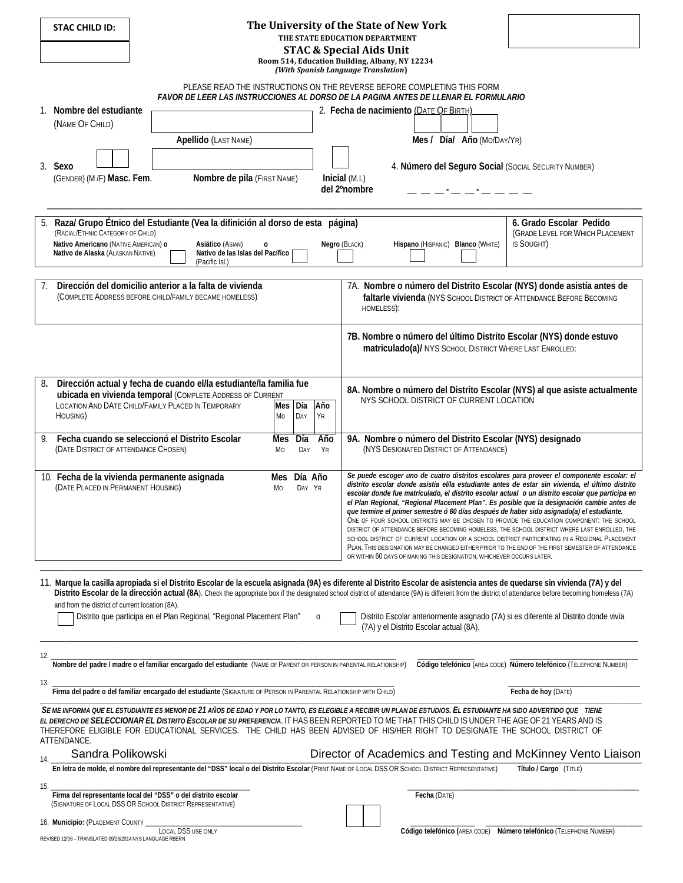**STAC CHILD ID:**

# The University of the State of New York

**THE STATE EDUCATION DEPARTMENT**

## STAC & Special Aids Unit

**Room 514, Education Building, Albany, NY 12234**

***(With Spanish Language Translation)***

PLEASE READ THE INSTRUCTIONS ON THE REVERSE BEFORE COMPLETING THIS FORM

***FAVOR DE LEER LAS INSTRUCCIONES AL DORSO DE LA PAGINA ANTES DE LLENAR EL FORMULARIO***

1. **Nombre del estudiante** (NAME OF CHILD)

   **Apellido** (LAST NAME)

   **Nombre de pila** (FIRST NAME)

   **Inicial** (M.I.) **del 2ºnombre**

2. **Fecha de nacimiento** (DATE OF BIRTH)

   **Mes / Día/ Año** (MO/DAY/YR)

3. **Sexo** (GENDER) (M /F) **Masc. Fem**.

4. **Número del Seguro Social** (SOCIAL SECURITY NUMBER) __ __ __ - __ __ - __ __ __ __

| 5. **Raza/ Grupo Étnico del Estudiante (Vea la difinición al dorso de esta página)** (RACIAL/ETHNIC CATEGORY OF CHILD)<br>**Nativo Americano** (NATIVE AMERICAN) **o Nativo de Alaska** (ALASKAN NATIVE) ☐ **Asiático** (ASIAN) **o Nativo de las Islas del Pacífico** (Pacific Isl.) ☐ **Negro** (BLACK) ☐ **Hispano** (HISPANIC) ☐ **Blanco** (WHITE) ☐ | **6. Grado Escolar Pedido** (GRADE LEVEL FOR WHICH PLACEMENT IS SOUGHT) |
|---|---|

| | |
|---|---|
| 7. **Dirección del domicilio anterior a la falta de vivienda** (COMPLETE ADDRESS BEFORE CHILD/FAMILY BECAME HOMELESS) | 7A. **Nombre o número del Distrito Escolar (NYS) donde asistía antes de faltarle vivienda** (NYS SCHOOL DISTRICT OF ATTENDANCE BEFORE BECOMING HOMELESS): |
| | **7B. Nombre o número del último Distrito Escolar (NYS) donde estuvo matriculado(a)/** NYS SCHOOL DISTRICT WHERE LAST ENROLLED: |
| 8. **Dirección actual y fecha de cuando el/la estudiante/la familia fue ubicada en vivienda temporal** (COMPLETE ADDRESS OF CURRENT LOCATION AND DATE CHILD/FAMILY PLACED IN TEMPORARY HOUSING) **Mes** MO **Día** DAY **Año** YR | **8A. Nombre o número del Distrito Escolar (NYS) al que asiste actualmente** NYS SCHOOL DISTRICT OF CURRENT LOCATION |
| 9. **Fecha cuando se seleccionó el Distrito Escolar** (DATE DISTRICT OF ATTENDANCE CHOSEN) **Mes** MO **Día** DAY **Año** YR | **9A. Nombre o número del Distrito Escolar (NYS) designado** (NYS DESIGNATED DISTRICT OF ATTENDANCE) |
| 10. **Fecha de la vivienda permanente asignada** (DATE PLACED IN PERMANENT HOUSING) **Mes** MO **Día** DAY **Año** YR | ***Se puede escoger uno de cuatro distritos escolares para proveer el componente escolar: el distrito escolar donde asistía el/la estudiante antes de estar sin vivienda, el último distrito escolar donde fue matriculado, el distrito escolar actual o un distrito escolar que participa en el Plan Regional, "Regional Placement Plan". Es posible que la designación cambie antes de que termine el primer semestre ó 60 días después de haber sido asignado(a) el estudiante.***<br>ONE OF FOUR SCHOOL DISTRICTS MAY BE CHOSEN TO PROVIDE THE EDUCATION COMPONENT: THE SCHOOL DISTRICT OF ATTENDANCE BEFORE BECOMING HOMELESS, THE SCHOOL DISTRICT WHERE LAST ENROLLED, THE SCHOOL DISTRICT OF CURRENT LOCATION OR A SCHOOL DISTRICT PARTICIPATING IN A REGIONAL PLACEMENT PLAN. THIS DESIGNATION MAY BE CHANGED EITHER PRIOR TO THE END OF THE FIRST SEMESTER OF ATTENDANCE OR WITHIN 60 DAYS OF MAKING THIS DESIGNATION, WHICHEVER OCCURS LATER. |

11. **Marque la casilla apropiada si el Distrito Escolar de la escuela asignada (9A) es diferente al Distrito Escolar de asistencia antes de quedarse sin vivienda (7A) y del Distrito Escolar de la dirección actual (8A)**. Check the appropriate box if the designated school district of attendance (9A) is different from the district of attendance before becoming homeless (7A) and from the district of current location (8A).

   ☐ Distrito que participa en el Plan Regional, "Regional Placement Plan" o ☐ Distrito Escolar anteriormente asignado (7A) si es diferente al Distrito donde vivía (7A) y el Distrito Escolar actual (8A).

12. ______________________________ **Nombre del padre / madre o el familiar encargado del estudiante** (NAME OF PARENT OR PERSON IN PARENTAL RELATIONSHIP) ________ **Código telefónico** (AREA CODE) ____________ **Número telefónico** (TELEPHONE NUMBER)

13. ______________________________ **Firma del padre o del familiar encargado del estudiante** (SIGNATURE OF PERSON IN PARENTAL RELATIONSHIP WITH CHILD) ____________ **Fecha de hoy** (DATE)

***SE ME INFORMA QUE EL ESTUDIANTE ES MENOR DE 21 AÑOS DE EDAD Y POR LO TANTO, ES ELEGIBLE A RECIBIR UN PLAN DE ESTUDIOS. EL ESTUDIANTE HA SIDO ADVERTIDO QUE TIENE EL DERECHO DE SELECCIONAR EL DISTRITO ESCOLAR DE SU PREFERENCIA***. IT HAS BEEN REPORTED TO ME THAT THIS CHILD IS UNDER THE AGE OF 21 YEARS AND IS THEREFORE ELIGIBLE FOR EDUCATIONAL SERVICES. THE CHILD HAS BEEN ADVISED OF HIS/HER RIGHT TO DESIGNATE THE SCHOOL DISTRICT OF ATTENDANCE.

14. Sandra Polikowski — Director of Academics and Testing and McKinney Vento Liaison

   **En letra de molde, el nombre del representante del "DSS" local o del Distrito Escolar** (PRINT NAME OF LOCAL DSS OR SCHOOL DISTRICT REPRESENTATIVE) **Título / Cargo** (TITLE)

15. ______________________________ **Firma del representante local del "DSS" o del distrito escolar** (SIGNATURE OF LOCAL DSS OR SCHOOL DISTRICT REPRESENTATIVE) ____________ **Fecha** (DATE)

16. **Municipio:** (PLACEMENT COUNTY ______________________ LOCAL DSS USE ONLY ________ **Código telefónico** (AREA CODE) ____________ **Número telefónico** (TELEPHONE NUMBER)

REVISED 12/06 – TRANSLATED 09/26/2014 NYS LANGUAGE RBERN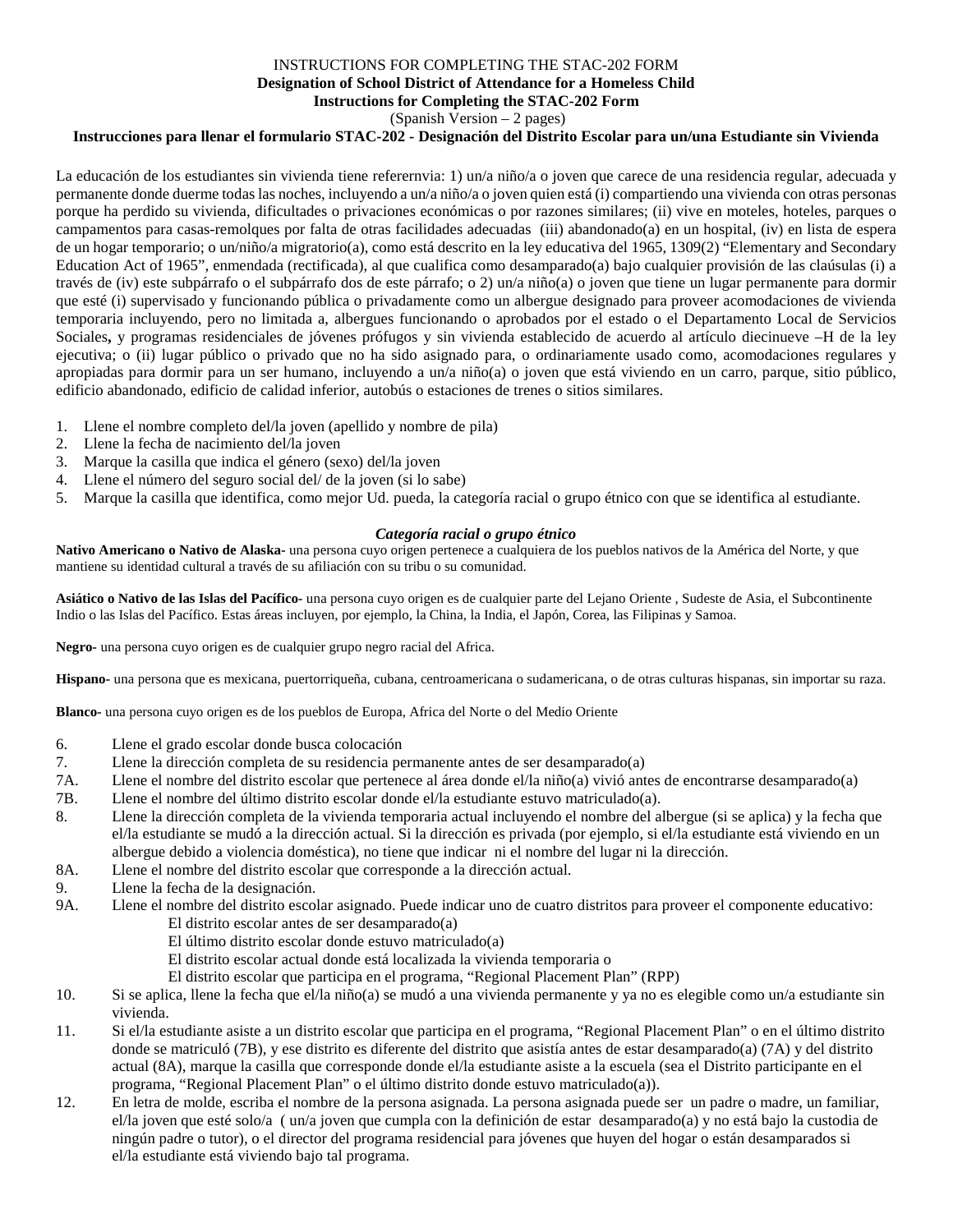INSTRUCTIONS FOR COMPLETING THE STAC-202 FORM

**Designation of School District of Attendance for a Homeless Child**

**Instructions for Completing the STAC-202 Form**

(Spanish Version – 2 pages)

**Instrucciones para llenar el formulario STAC-202 - Designación del Distrito Escolar para un/una Estudiante sin Vivienda**

La educación de los estudiantes sin vivienda tiene referernvia: 1) un/a niño/a o joven que carece de una residencia regular, adecuada y permanente donde duerme todas las noches, incluyendo a un/a niño/a o joven quien está (i) compartiendo una vivienda con otras personas porque ha perdido su vivienda, dificultades o privaciones económicas o por razones similares; (ii) vive en moteles, hoteles, parques o campamentos para casas-remolques por falta de otras facilidades adecuadas (iii) abandonado(a) en un hospital, (iv) en lista de espera de un hogar temporario; o un/niño/a migratorio(a), como está descrito en la ley educativa del 1965, 1309(2) "Elementary and Secondary Education Act of 1965", enmendada (rectificada), al que cualifica como desamparado(a) bajo cualquier provisión de las claúsulas (i) a través de (iv) este subpárrafo o el subpárrafo dos de este párrafo; o 2) un/a niño(a) o joven que tiene un lugar permanente para dormir que esté (i) supervisado y funcionando pública o privadamente como un albergue designado para proveer acomodaciones de vivienda temporaria incluyendo, pero no limitada a, albergues funcionando o aprobados por el estado o el Departamento Local de Servicios Sociales**,** y programas residenciales de jóvenes prófugos y sin vivienda establecido de acuerdo al artículo diecinueve –H de la ley ejecutiva; o (ii) lugar público o privado que no ha sido asignado para, o ordinariamente usado como, acomodaciones regulares y apropiadas para dormir para un ser humano, incluyendo a un/a niño(a) o joven que está viviendo en un carro, parque, sitio público, edificio abandonado, edificio de calidad inferior, autobús o estaciones de trenes o sitios similares.

1. Llene el nombre completo del/la joven (apellido y nombre de pila)
2. Llene la fecha de nacimiento del/la joven
3. Marque la casilla que indica el género (sexo) del/la joven
4. Llene el número del seguro social del/ de la joven (si lo sabe)
5. Marque la casilla que identifica, como mejor Ud. pueda, la categoría racial o grupo étnico con que se identifica al estudiante.

***Categoría racial o grupo étnico***

**Nativo Americano o Nativo de Alaska-** una persona cuyo origen pertenece a cualquiera de los pueblos nativos de la América del Norte, y que mantiene su identidad cultural a través de su afiliación con su tribu o su comunidad.

**Asiático o Nativo de las Islas del Pacífico-** una persona cuyo origen es de cualquier parte del Lejano Oriente , Sudeste de Asia, el Subcontinente Indio o las Islas del Pacífico. Estas áreas incluyen, por ejemplo, la China, la India, el Japón, Corea, las Filipinas y Samoa.

**Negro-** una persona cuyo origen es de cualquier grupo negro racial del Africa.

**Hispano-** una persona que es mexicana, puertorriqueña, cubana, centroamericana o sudamericana, o de otras culturas hispanas, sin importar su raza.

**Blanco-** una persona cuyo origen es de los pueblos de Europa, Africa del Norte o del Medio Oriente

6. Llene el grado escolar donde busca colocación

7. Llene la dirección completa de su residencia permanente antes de ser desamparado(a)

7A. Llene el nombre del distrito escolar que pertenece al área donde el/la niño(a) vivió antes de encontrarse desamparado(a)

7B. Llene el nombre del último distrito escolar donde el/la estudiante estuvo matriculado(a).

8. Llene la dirección completa de la vivienda temporaria actual incluyendo el nombre del albergue (si se aplica) y la fecha que el/la estudiante se mudó a la dirección actual. Si la dirección es privada (por ejemplo, si el/la estudiante está viviendo en un albergue debido a violencia doméstica), no tiene que indicar ni el nombre del lugar ni la dirección.

8A. Llene el nombre del distrito escolar que corresponde a la dirección actual.

9. Llene la fecha de la designación.

9A. Llene el nombre del distrito escolar asignado. Puede indicar uno de cuatro distritos para proveer el componente educativo:
   - El distrito escolar antes de ser desamparado(a)
   - El último distrito escolar donde estuvo matriculado(a)
   - El distrito escolar actual donde está localizada la vivienda temporaria o
   - El distrito escolar que participa en el programa, "Regional Placement Plan" (RPP)

10. Si se aplica, llene la fecha que el/la niño(a) se mudó a una vivienda permanente y ya no es elegible como un/a estudiante sin vivienda.

11. Si el/la estudiante asiste a un distrito escolar que participa en el programa, "Regional Placement Plan" o en el último distrito donde se matriculó (7B), y ese distrito es diferente del distrito que asistía antes de estar desamparado(a) (7A) y del distrito actual (8A), marque la casilla que corresponde donde el/la estudiante asiste a la escuela (sea el Distrito participante en el programa, "Regional Placement Plan" o el último distrito donde estuvo matriculado(a)).

12. En letra de molde, escriba el nombre de la persona asignada. La persona asignada puede ser un padre o madre, un familiar, el/la joven que esté solo/a ( un/a joven que cumpla con la definición de estar desamparado(a) y no está bajo la custodia de ningún padre o tutor), o el director del programa residencial para jóvenes que huyen del hogar o están desamparados si el/la estudiante está viviendo bajo tal programa.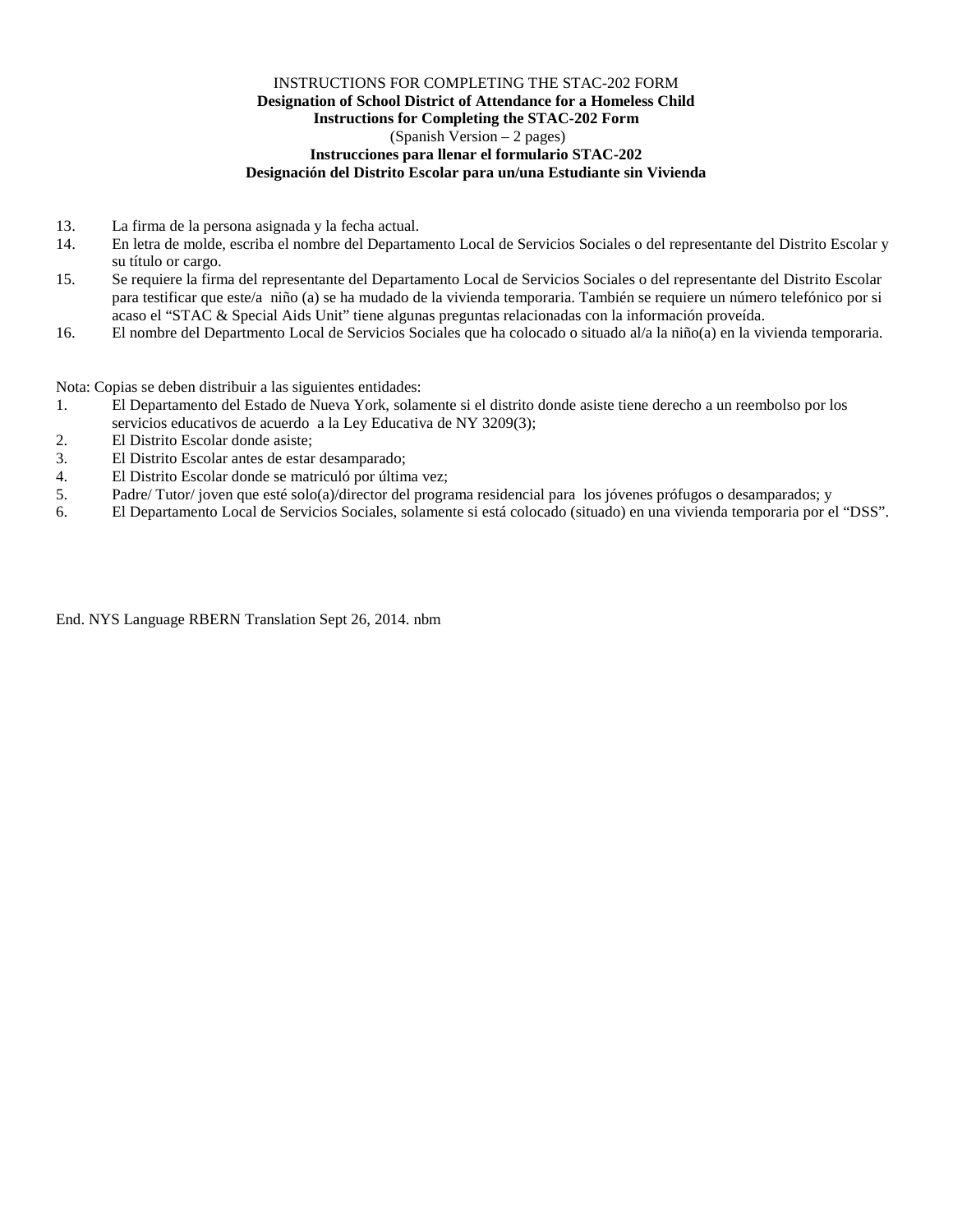INSTRUCTIONS FOR COMPLETING THE STAC-202 FORM

**Designation of School District of Attendance for a Homeless Child**

**Instructions for Completing the STAC-202 Form**

(Spanish Version – 2 pages)

**Instrucciones para llenar el formulario STAC-202**

**Designación del Distrito Escolar para un/una Estudiante sin Vivienda**

13. La firma de la persona asignada y la fecha actual.
14. En letra de molde, escriba el nombre del Departamento Local de Servicios Sociales o del representante del Distrito Escolar y su título or cargo.
15. Se requiere la firma del representante del Departamento Local de Servicios Sociales o del representante del Distrito Escolar para testificar que este/a niño (a) se ha mudado de la vivienda temporaria. También se requiere un número telefónico por si acaso el "STAC & Special Aids Unit" tiene algunas preguntas relacionadas con la información proveída.
16. El nombre del Departmento Local de Servicios Sociales que ha colocado o situado al/a la niño(a) en la vivienda temporaria.

Nota: Copias se deben distribuir a las siguientes entidades:

1. El Departamento del Estado de Nueva York, solamente si el distrito donde asiste tiene derecho a un reembolso por los servicios educativos de acuerdo a la Ley Educativa de NY 3209(3);
2. El Distrito Escolar donde asiste;
3. El Distrito Escolar antes de estar desamparado;
4. El Distrito Escolar donde se matriculó por última vez;
5. Padre/ Tutor/ joven que esté solo(a)/director del programa residencial para los jóvenes prófugos o desamparados; y
6. El Departamento Local de Servicios Sociales, solamente si está colocado (situado) en una vivienda temporaria por el "DSS".

End. NYS Language RBERN Translation Sept 26, 2014. nbm